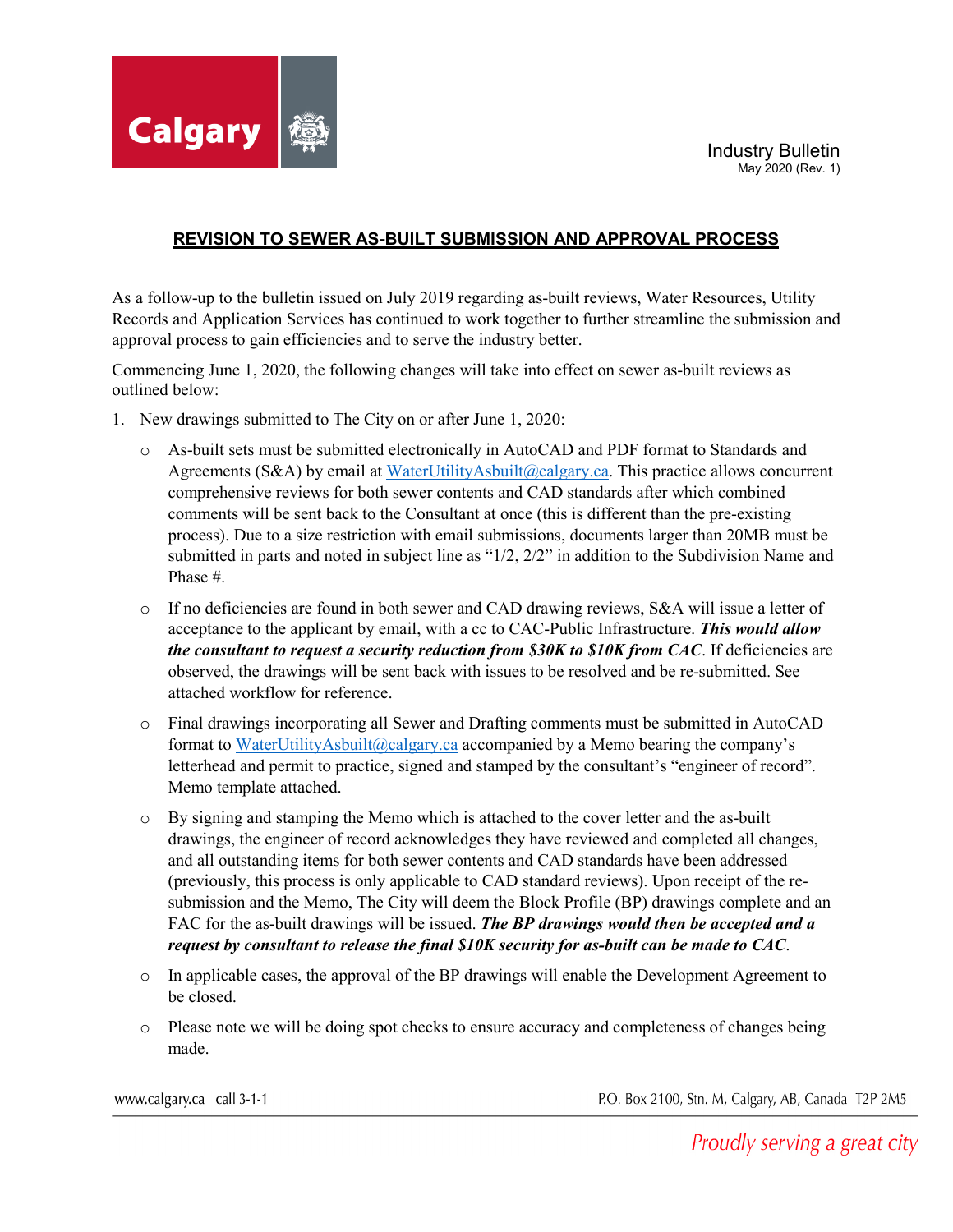Industry Bulletin
May 2020 (Rev. 1)

# REVISION TO SEWER AS-BUILT SUBMISSION AND APPROVAL PROCESS

As a follow-up to the bulletin issued on July 2019 regarding as-built reviews, Water Resources, Utility Records and Application Services has continued to work together to further streamline the submission and approval process to gain efficiencies and to serve the industry better.

Commencing June 1, 2020, the following changes will take into effect on sewer as-built reviews as outlined below:

1. New drawings submitted to The City on or after June 1, 2020:
   - As-built sets must be submitted electronically in AutoCAD and PDF format to Standards and Agreements (S&A) by email at WaterUtilityAsbuilt@calgary.ca. This practice allows concurrent comprehensive reviews for both sewer contents and CAD standards after which combined comments will be sent back to the Consultant at once (this is different than the pre-existing process). Due to a size restriction with email submissions, documents larger than 20MB must be submitted in parts and noted in subject line as "1/2, 2/2" in addition to the Subdivision Name and Phase #.
   - If no deficiencies are found in both sewer and CAD drawing reviews, S&A will issue a letter of acceptance to the applicant by email, with a cc to CAC-Public Infrastructure. ***This would allow the consultant to request a security reduction from $30K to $10K from CAC***. If deficiencies are observed, the drawings will be sent back with issues to be resolved and be re-submitted. See attached workflow for reference.
   - Final drawings incorporating all Sewer and Drafting comments must be submitted in AutoCAD format to WaterUtilityAsbuilt@calgary.ca accompanied by a Memo bearing the company's letterhead and permit to practice, signed and stamped by the consultant's "engineer of record". Memo template attached.
   - By signing and stamping the Memo which is attached to the cover letter and the as-built drawings, the engineer of record acknowledges they have reviewed and completed all changes, and all outstanding items for both sewer contents and CAD standards have been addressed (previously, this process is only applicable to CAD standard reviews). Upon receipt of the re-submission and the Memo, The City will deem the Block Profile (BP) drawings complete and an FAC for the as-built drawings will be issued. ***The BP drawings would then be accepted and a request by consultant to release the final $10K security for as-built can be made to CAC***.
   - In applicable cases, the approval of the BP drawings will enable the Development Agreement to be closed.
   - Please note we will be doing spot checks to ensure accuracy and completeness of changes being made.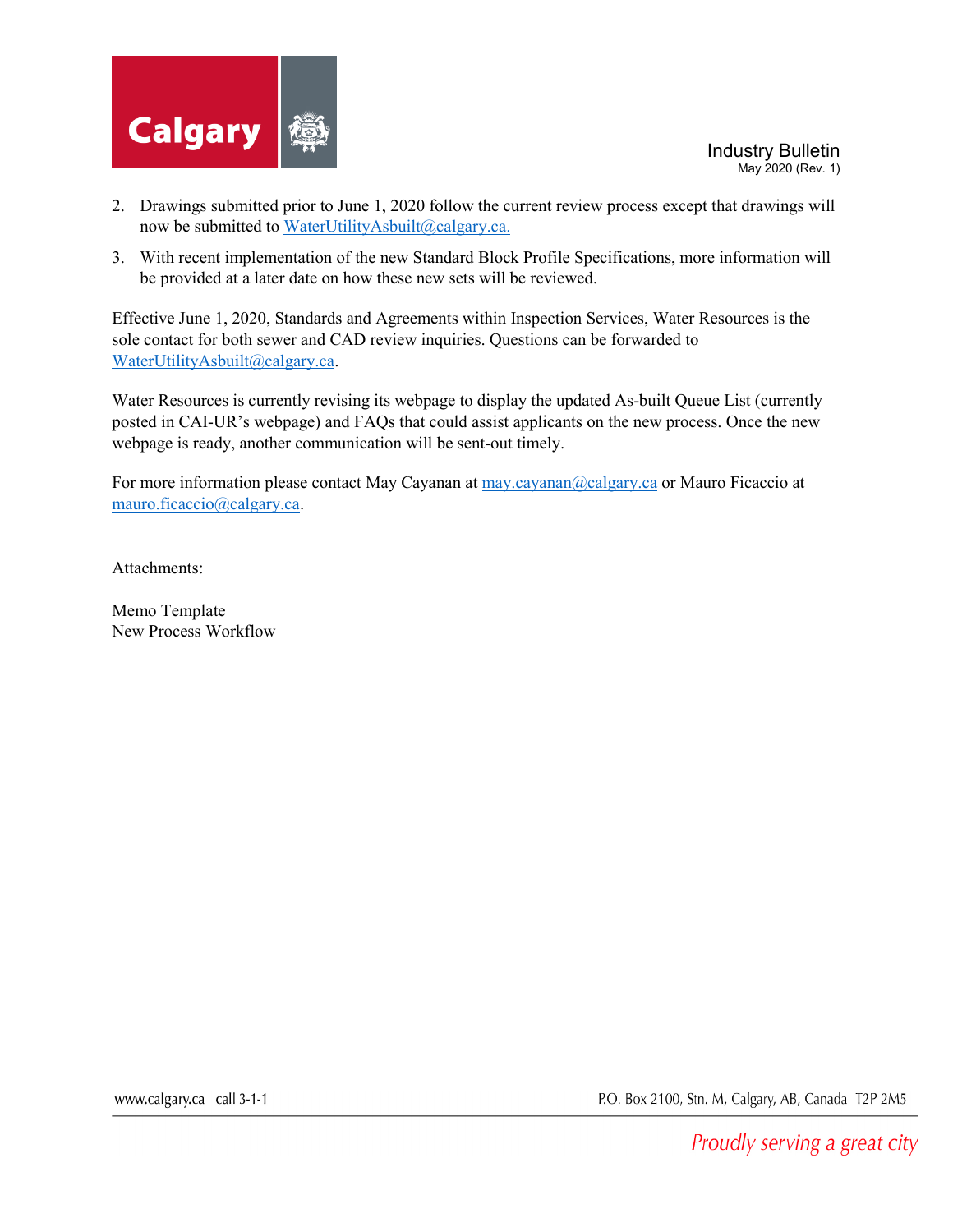2. Drawings submitted prior to June 1, 2020 follow the current review process except that drawings will now be submitted to WaterUtilityAsbuilt@calgary.ca.
3. With recent implementation of the new Standard Block Profile Specifications, more information will be provided at a later date on how these new sets will be reviewed.

Effective June 1, 2020, Standards and Agreements within Inspection Services, Water Resources is the sole contact for both sewer and CAD review inquiries. Questions can be forwarded to WaterUtilityAsbuilt@calgary.ca.

Water Resources is currently revising its webpage to display the updated As-built Queue List (currently posted in CAI-UR's webpage) and FAQs that could assist applicants on the new process. Once the new webpage is ready, another communication will be sent-out timely.

For more information please contact May Cayanan at may.cayanan@calgary.ca or Mauro Ficaccio at mauro.ficaccio@calgary.ca.

Attachments:

Memo Template
New Process Workflow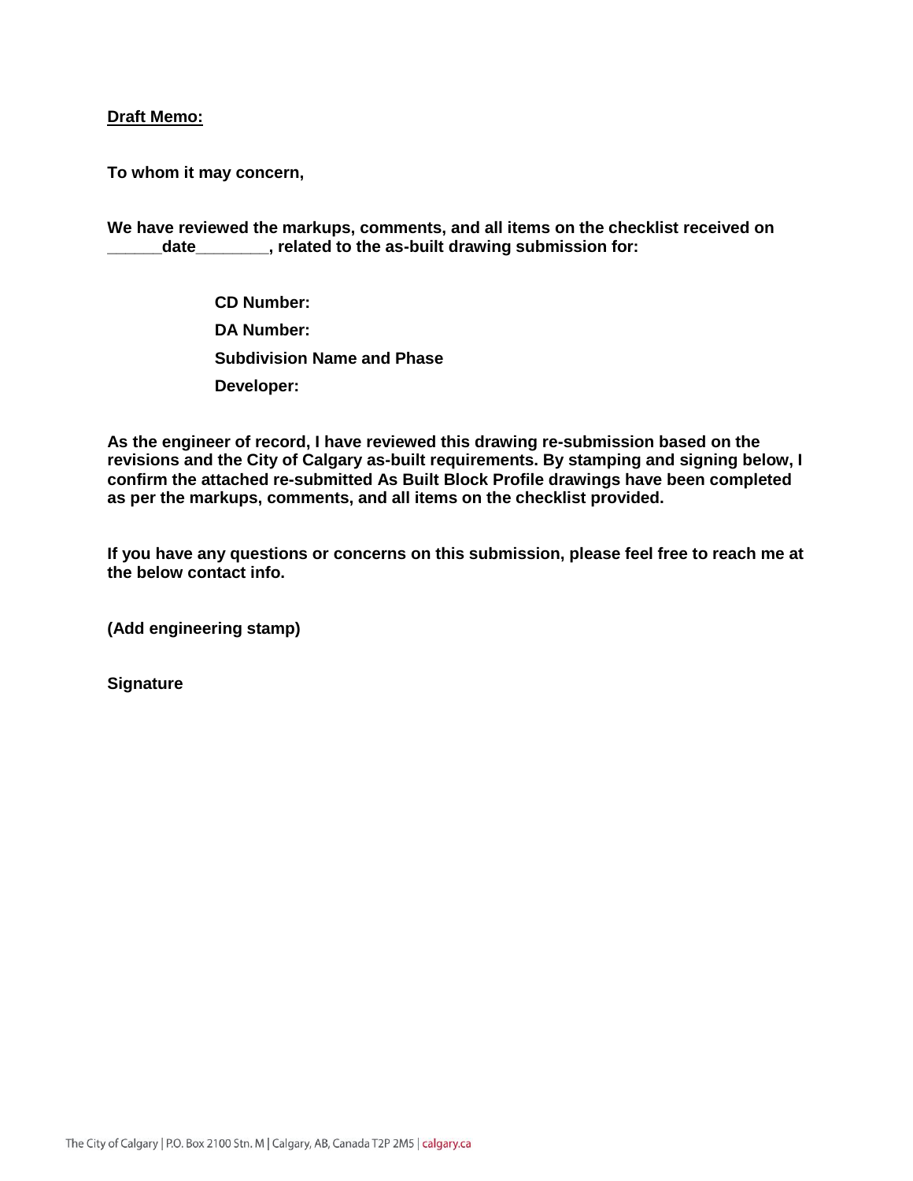**Draft Memo:**

**To whom it may concern,**

**We have reviewed the markups, comments, and all items on the checklist received on ______date________, related to the as-built drawing submission for:**

> **CD Number:**
>
> **DA Number:**
>
> **Subdivision Name and Phase**
>
> **Developer:**

**As the engineer of record, I have reviewed this drawing re-submission based on the revisions and the City of Calgary as-built requirements. By stamping and signing below, I confirm the attached re-submitted As Built Block Profile drawings have been completed as per the markups, comments, and all items on the checklist provided.**

**If you have any questions or concerns on this submission, please feel free to reach me at the below contact info.**

**(Add engineering stamp)**

**Signature**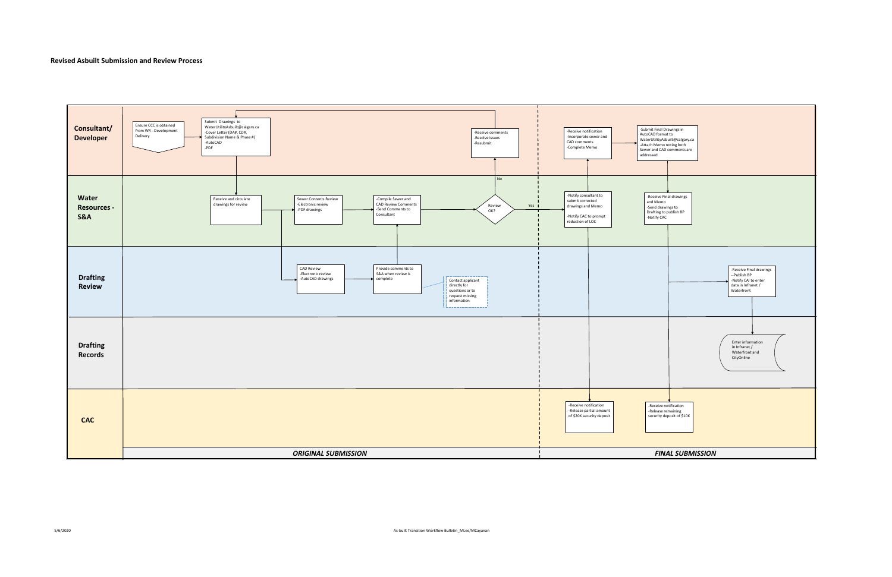**Revised Asbuilt Submission and Review Process**

**Consultant/ Developer**

Ensure CCC is obtained from WR - Development Delivery

Submit Drawings to WaterUtilityAsbuilt@calgary.ca
-Cover Letter (DA#, CD#, Subdivision Name & Phase #)
-AutoCAD
-PDF

-Receive comments
-Resolve issues
-Resubmit

-Receive notification
-Incorporate sewer and CAD comments
-Complete Memo

-Submit Final Drawings in AutoCAD format to WaterUtilityAsbuilt@calgary.ca
-Attach Memo noting both Sewer and CAD comments are addressed

**Water Resources - S&A**

Receive and circulate drawings for review

Sewer Contents Review
-Electronic review
-PDF drawings

-Compile Sewer and CAD Review Comments
-Send Comments to Consultant

Review OK?

No

Yes

-Notify consultant to submit corrected drawings and Memo

-Notify CAC to prompt reduction of LOC

-Receive Final drawings and Memo
-Send drawings to Drafting to publish BP
-Notify CAC

**Drafting Review**

CAD Review
-Electronic review
-AutoCAD drawings

Provide comments to S&A when review is complete

Contact applicant directly for questions or to request missing information

-Receive Final drawings
--Publish BP
-Notify CAI to enter data in Infranet / Waterfront

**Drafting Records**

Enter information in Infranet / Waterfront and CityOnline

**CAC**

-Receive notification
-Release partial amount of $20K security deposit

-Receive notification
-Release remaining security deposit of $10K

*ORIGINAL SUBMISSION*

*FINAL SUBMISSION*

5/6/2020

As-built Transition Workflow Bulletin_MLee/MCayanan